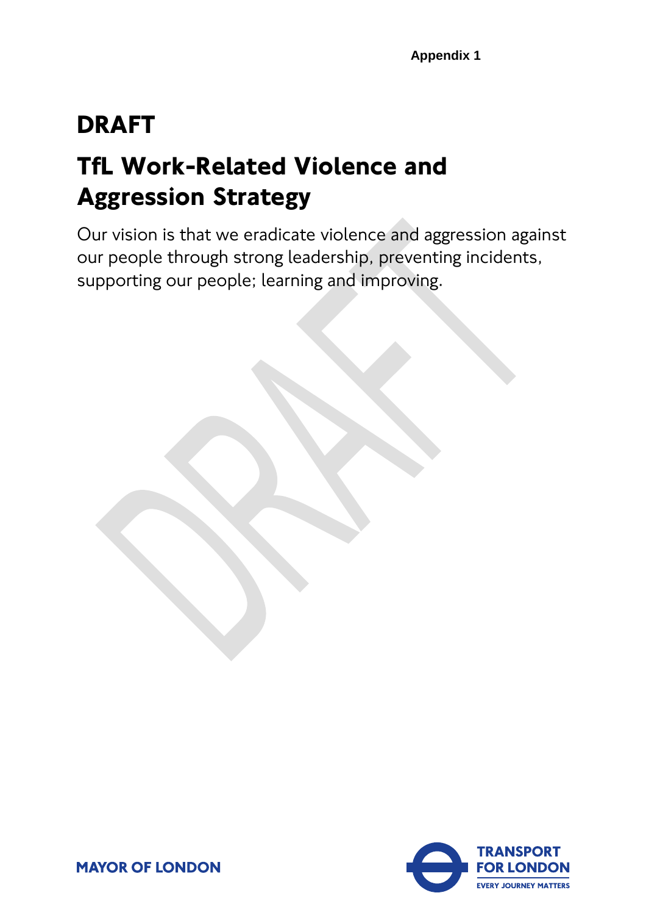Appendix 1

# DRAFT

# TfL Work-Related Violence and Aggression Strategy

Our vision is that we eradicate violence and aggression against our people through strong leadership, preventing incidents, supporting our people; learning and improving.

MAYOR OF LONDON

TRANSPORT FOR LONDON
EVERY JOURNEY MATTERS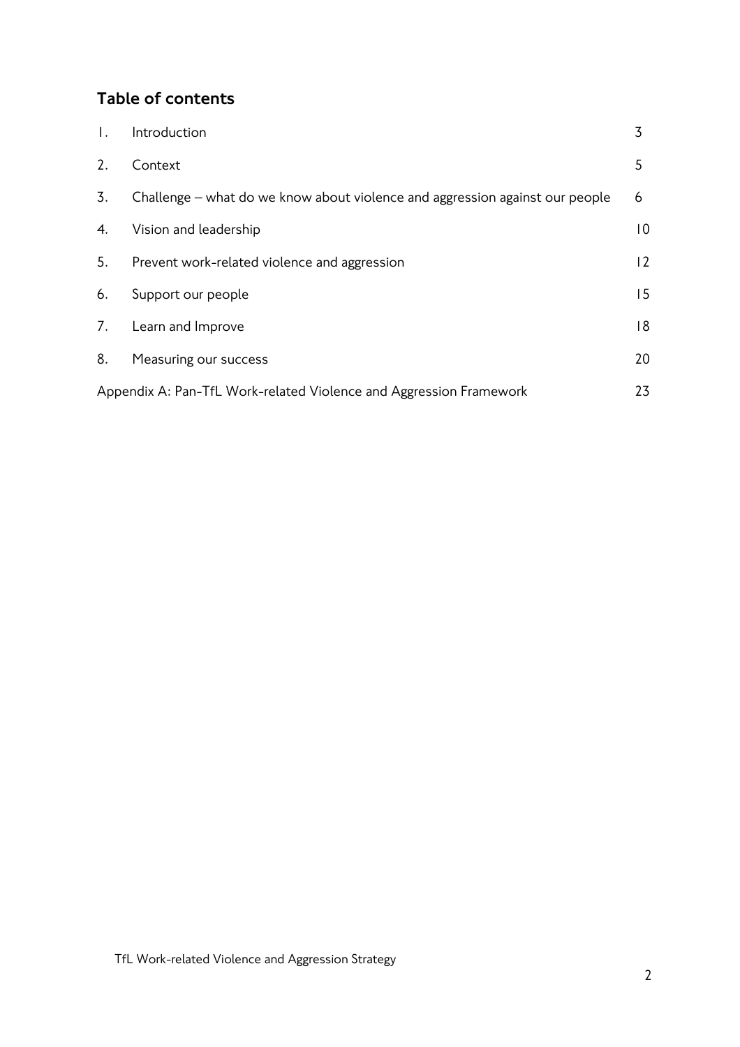## Table of contents

| | | |
|---|---|---|
| 1. | Introduction | 3 |
| 2. | Context | 5 |
| 3. | Challenge – what do we know about violence and aggression against our people | 6 |
| 4. | Vision and leadership | 10 |
| 5. | Prevent work-related violence and aggression | 12 |
| 6. | Support our people | 15 |
| 7. | Learn and Improve | 18 |
| 8. | Measuring our success | 20 |
| Appendix A: Pan-TfL Work-related Violence and Aggression Framework | | 23 |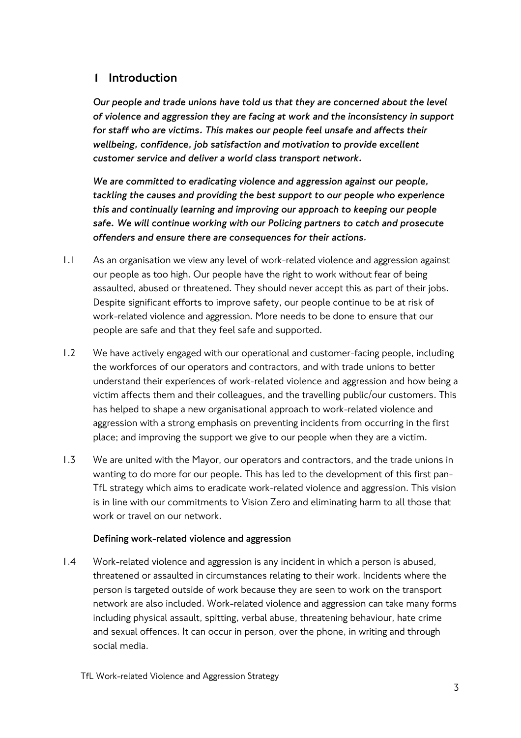# 1 Introduction

***Our people and trade unions have told us that they are concerned about the level of violence and aggression they are facing at work and the inconsistency in support for staff who are victims. This makes our people feel unsafe and affects their wellbeing, confidence, job satisfaction and motivation to provide excellent customer service and deliver a world class transport network.***

***We are committed to eradicating violence and aggression against our people, tackling the causes and providing the best support to our people who experience this and continually learning and improving our approach to keeping our people safe. We will continue working with our Policing partners to catch and prosecute offenders and ensure there are consequences for their actions.***

1.1 As an organisation we view any level of work-related violence and aggression against our people as too high. Our people have the right to work without fear of being assaulted, abused or threatened. They should never accept this as part of their jobs. Despite significant efforts to improve safety, our people continue to be at risk of work-related violence and aggression. More needs to be done to ensure that our people are safe and that they feel safe and supported.

1.2 We have actively engaged with our operational and customer-facing people, including the workforces of our operators and contractors, and with trade unions to better understand their experiences of work-related violence and aggression and how being a victim affects them and their colleagues, and the travelling public/our customers. This has helped to shape a new organisational approach to work-related violence and aggression with a strong emphasis on preventing incidents from occurring in the first place; and improving the support we give to our people when they are a victim.

1.3 We are united with the Mayor, our operators and contractors, and the trade unions in wanting to do more for our people. This has led to the development of this first pan-TfL strategy which aims to eradicate work-related violence and aggression. This vision is in line with our commitments to Vision Zero and eliminating harm to all those that work or travel on our network.

**Defining work-related violence and aggression**

1.4 Work-related violence and aggression is any incident in which a person is abused, threatened or assaulted in circumstances relating to their work. Incidents where the person is targeted outside of work because they are seen to work on the transport network are also included. Work-related violence and aggression can take many forms including physical assault, spitting, verbal abuse, threatening behaviour, hate crime and sexual offences. It can occur in person, over the phone, in writing and through social media.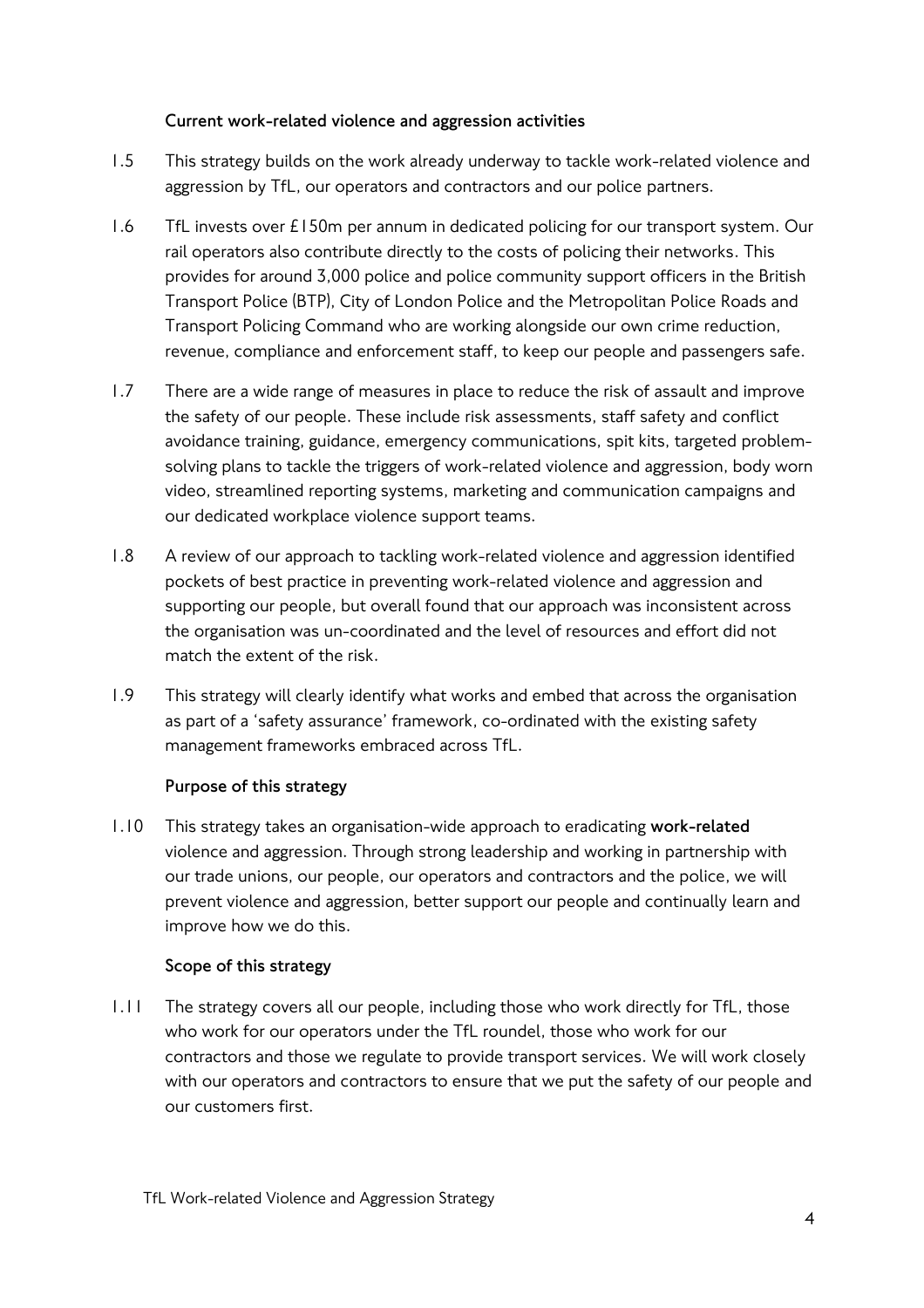### Current work-related violence and aggression activities

1.5 This strategy builds on the work already underway to tackle work-related violence and aggression by TfL, our operators and contractors and our police partners.

1.6 TfL invests over £150m per annum in dedicated policing for our transport system. Our rail operators also contribute directly to the costs of policing their networks. This provides for around 3,000 police and police community support officers in the British Transport Police (BTP), City of London Police and the Metropolitan Police Roads and Transport Policing Command who are working alongside our own crime reduction, revenue, compliance and enforcement staff, to keep our people and passengers safe.

1.7 There are a wide range of measures in place to reduce the risk of assault and improve the safety of our people. These include risk assessments, staff safety and conflict avoidance training, guidance, emergency communications, spit kits, targeted problem-solving plans to tackle the triggers of work-related violence and aggression, body worn video, streamlined reporting systems, marketing and communication campaigns and our dedicated workplace violence support teams.

1.8 A review of our approach to tackling work-related violence and aggression identified pockets of best practice in preventing work-related violence and aggression and supporting our people, but overall found that our approach was inconsistent across the organisation was un-coordinated and the level of resources and effort did not match the extent of the risk.

1.9 This strategy will clearly identify what works and embed that across the organisation as part of a 'safety assurance' framework, co-ordinated with the existing safety management frameworks embraced across TfL.

### Purpose of this strategy

1.10 This strategy takes an organisation-wide approach to eradicating **work-related** violence and aggression. Through strong leadership and working in partnership with our trade unions, our people, our operators and contractors and the police, we will prevent violence and aggression, better support our people and continually learn and improve how we do this.

### Scope of this strategy

1.11 The strategy covers all our people, including those who work directly for TfL, those who work for our operators under the TfL roundel, those who work for our contractors and those we regulate to provide transport services. We will work closely with our operators and contractors to ensure that we put the safety of our people and our customers first.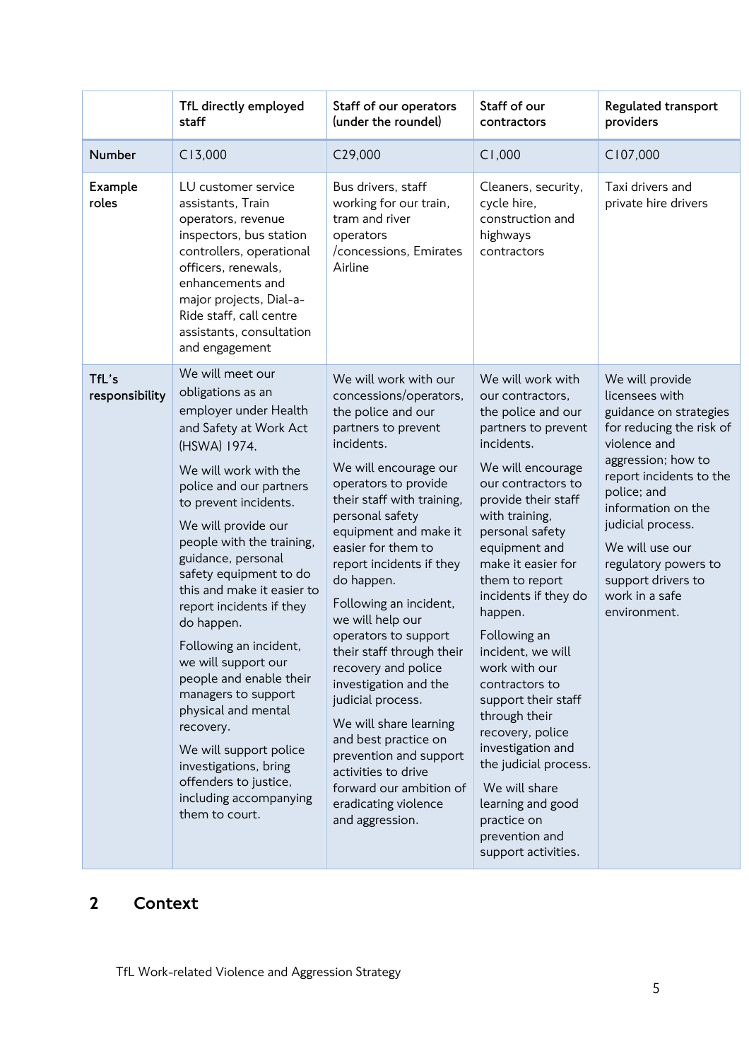| | TfL directly employed staff | Staff of our operators (under the roundel) | Staff of our contractors | Regulated transport providers |
|---|---|---|---|---|
| **Number** | C13,000 | C29,000 | C1,000 | C107,000 |
| **Example roles** | LU customer service assistants, Train operators, revenue inspectors, bus station controllers, operational officers, renewals, enhancements and major projects, Dial-a-Ride staff, call centre assistants, consultation and engagement | Bus drivers, staff working for our train, tram and river operators /concessions, Emirates Airline | Cleaners, security, cycle hire, construction and highways contractors | Taxi drivers and private hire drivers |
| **TfL's responsibility** | We will meet our obligations as an employer under Health and Safety at Work Act (HSWA) 1974.<br><br>We will work with the police and our partners to prevent incidents.<br><br>We will provide our people with the training, guidance, personal safety equipment to do this and make it easier to report incidents if they do happen.<br><br>Following an incident, we will support our people and enable their managers to support physical and mental recovery.<br><br>We will support police investigations, bring offenders to justice, including accompanying them to court. | We will work with our concessions/operators, the police and our partners to prevent incidents.<br><br>We will encourage our operators to provide their staff with training, personal safety equipment and make it easier for them to report incidents if they do happen.<br><br>Following an incident, we will help our operators to support their staff through their recovery and police investigation and the judicial process.<br><br>We will share learning and best practice on prevention and support activities to drive forward our ambition of eradicating violence and aggression. | We will work with our contractors, the police and our partners to prevent incidents.<br><br>We will encourage our contractors to provide their staff with training, personal safety equipment and make it easier for them to report incidents if they do happen.<br><br>Following an incident, we will work with our contractors to support their staff through their recovery, police investigation and the judicial process.<br><br>We will share learning and good practice on prevention and support activities. | We will provide licensees with guidance on strategies for reducing the risk of violence and aggression; how to report incidents to the police; and information on the judicial process.<br><br>We will use our regulatory powers to support drivers to work in a safe environment. |

## 2 Context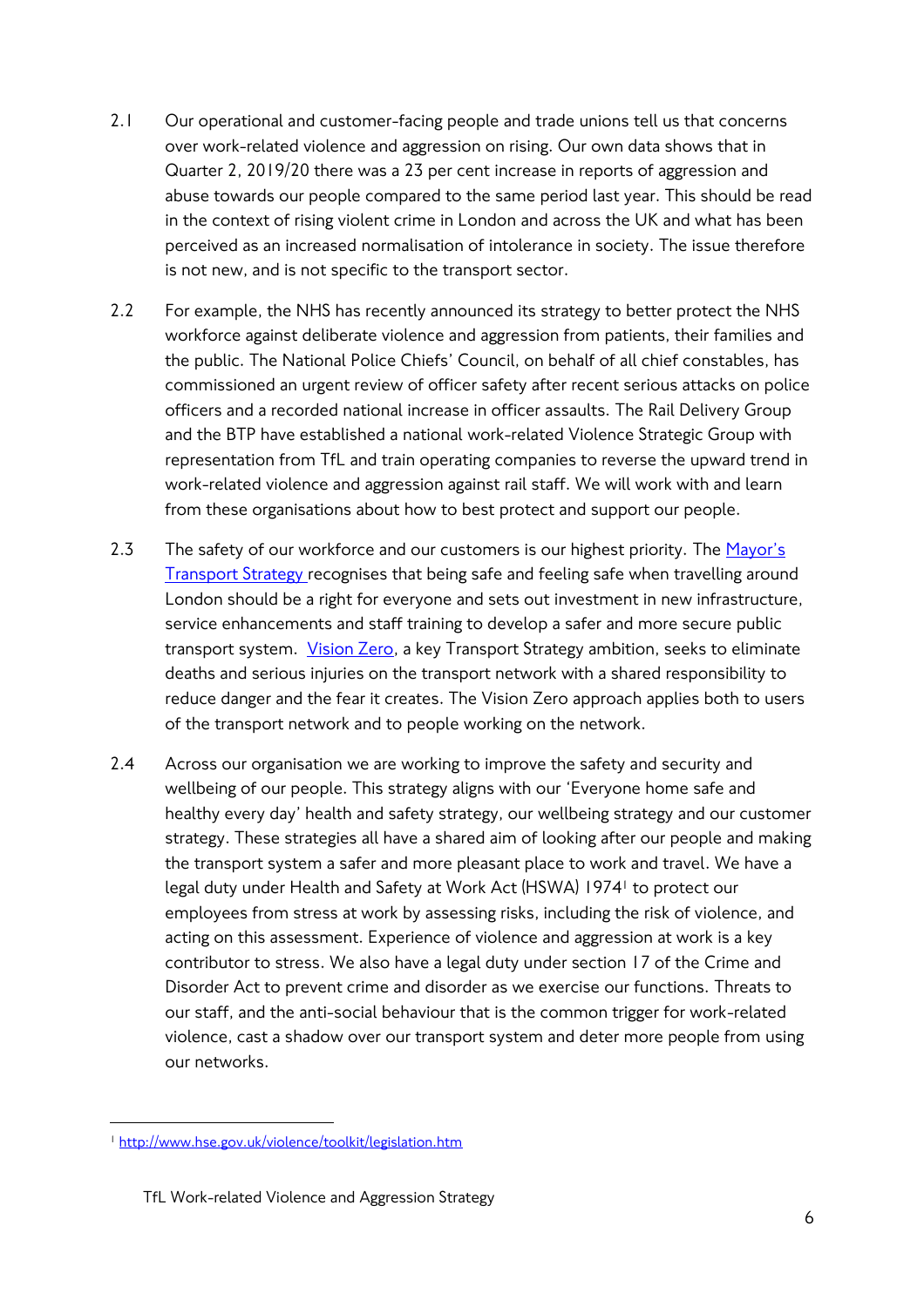2.1 Our operational and customer-facing people and trade unions tell us that concerns over work-related violence and aggression on rising. Our own data shows that in Quarter 2, 2019/20 there was a 23 per cent increase in reports of aggression and abuse towards our people compared to the same period last year. This should be read in the context of rising violent crime in London and across the UK and what has been perceived as an increased normalisation of intolerance in society. The issue therefore is not new, and is not specific to the transport sector.

2.2 For example, the NHS has recently announced its strategy to better protect the NHS workforce against deliberate violence and aggression from patients, their families and the public. The National Police Chiefs' Council, on behalf of all chief constables, has commissioned an urgent review of officer safety after recent serious attacks on police officers and a recorded national increase in officer assaults. The Rail Delivery Group and the BTP have established a national work-related Violence Strategic Group with representation from TfL and train operating companies to reverse the upward trend in work-related violence and aggression against rail staff. We will work with and learn from these organisations about how to best protect and support our people.

2.3 The safety of our workforce and our customers is our highest priority. The Mayor's Transport Strategy recognises that being safe and feeling safe when travelling around London should be a right for everyone and sets out investment in new infrastructure, service enhancements and staff training to develop a safer and more secure public transport system. Vision Zero, a key Transport Strategy ambition, seeks to eliminate deaths and serious injuries on the transport network with a shared responsibility to reduce danger and the fear it creates. The Vision Zero approach applies both to users of the transport network and to people working on the network.

2.4 Across our organisation we are working to improve the safety and security and wellbeing of our people. This strategy aligns with our 'Everyone home safe and healthy every day' health and safety strategy, our wellbeing strategy and our customer strategy. These strategies all have a shared aim of looking after our people and making the transport system a safer and more pleasant place to work and travel. We have a legal duty under Health and Safety at Work Act (HSWA) 1974[1] to protect our employees from stress at work by assessing risks, including the risk of violence, and acting on this assessment. Experience of violence and aggression at work is a key contributor to stress. We also have a legal duty under section 17 of the Crime and Disorder Act to prevent crime and disorder as we exercise our functions. Threats to our staff, and the anti-social behaviour that is the common trigger for work-related violence, cast a shadow over our transport system and deter more people from using our networks.

---

[1] http://www.hse.gov.uk/violence/toolkit/legislation.htm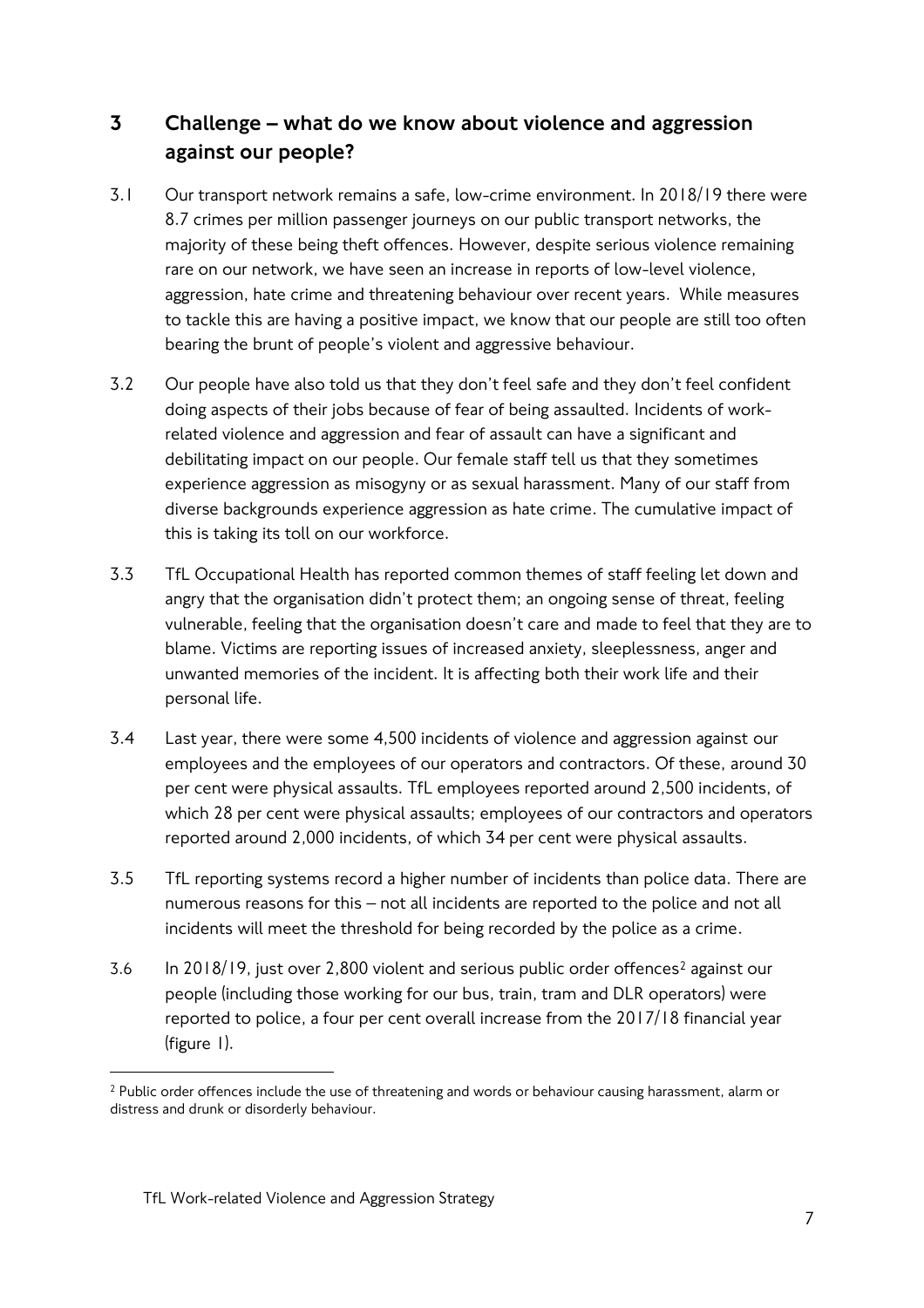## 3 Challenge – what do we know about violence and aggression against our people?

3.1 Our transport network remains a safe, low-crime environment. In 2018/19 there were 8.7 crimes per million passenger journeys on our public transport networks, the majority of these being theft offences. However, despite serious violence remaining rare on our network, we have seen an increase in reports of low-level violence, aggression, hate crime and threatening behaviour over recent years. While measures to tackle this are having a positive impact, we know that our people are still too often bearing the brunt of people's violent and aggressive behaviour.

3.2 Our people have also told us that they don't feel safe and they don't feel confident doing aspects of their jobs because of fear of being assaulted. Incidents of work-related violence and aggression and fear of assault can have a significant and debilitating impact on our people. Our female staff tell us that they sometimes experience aggression as misogyny or as sexual harassment. Many of our staff from diverse backgrounds experience aggression as hate crime. The cumulative impact of this is taking its toll on our workforce.

3.3 TfL Occupational Health has reported common themes of staff feeling let down and angry that the organisation didn't protect them; an ongoing sense of threat, feeling vulnerable, feeling that the organisation doesn't care and made to feel that they are to blame. Victims are reporting issues of increased anxiety, sleeplessness, anger and unwanted memories of the incident. It is affecting both their work life and their personal life.

3.4 Last year, there were some 4,500 incidents of violence and aggression against our employees and the employees of our operators and contractors. Of these, around 30 per cent were physical assaults. TfL employees reported around 2,500 incidents, of which 28 per cent were physical assaults; employees of our contractors and operators reported around 2,000 incidents, of which 34 per cent were physical assaults.

3.5 TfL reporting systems record a higher number of incidents than police data. There are numerous reasons for this – not all incidents are reported to the police and not all incidents will meet the threshold for being recorded by the police as a crime.

3.6 In 2018/19, just over 2,800 violent and serious public order offences[2] against our people (including those working for our bus, train, tram and DLR operators) were reported to police, a four per cent overall increase from the 2017/18 financial year (figure 1).

---

[2] Public order offences include the use of threatening and words or behaviour causing harassment, alarm or distress and drunk or disorderly behaviour.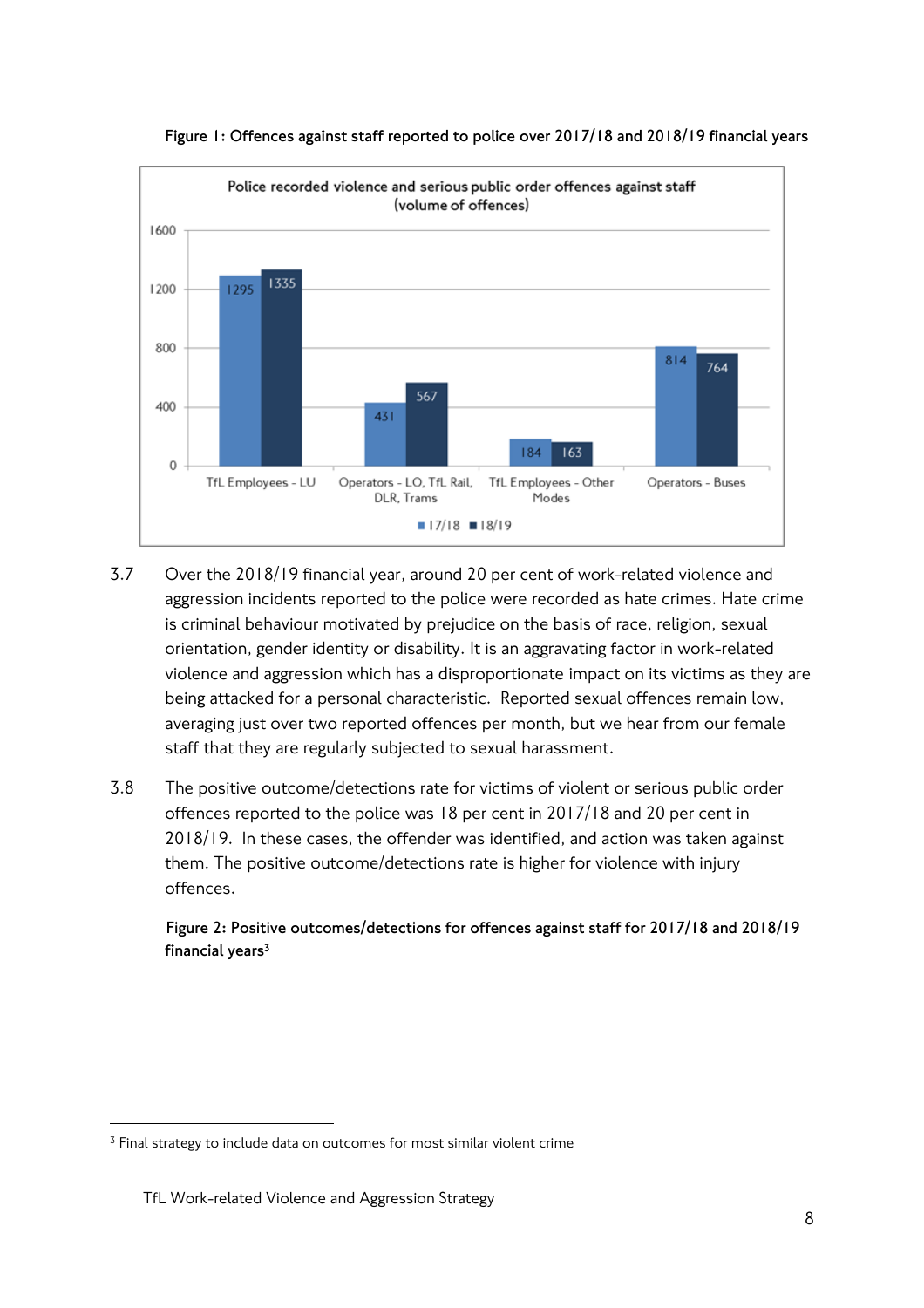**Figure 1: Offences against staff reported to police over 2017/18 and 2018/19 financial years**

Police recorded violence and serious public order offences against staff (volume of offences)

| | 17/18 | 18/19 |
|---|---|---|
| TfL Employees - LU | 1295 | 1335 |
| Operators - LO, TfL Rail, DLR, Trams | 431 | 567 |
| TfL Employees - Other Modes | 184 | 163 |
| Operators - Buses | 814 | 764 |

3.7 Over the 2018/19 financial year, around 20 per cent of work-related violence and aggression incidents reported to the police were recorded as hate crimes. Hate crime is criminal behaviour motivated by prejudice on the basis of race, religion, sexual orientation, gender identity or disability. It is an aggravating factor in work-related violence and aggression which has a disproportionate impact on its victims as they are being attacked for a personal characteristic. Reported sexual offences remain low, averaging just over two reported offences per month, but we hear from our female staff that they are regularly subjected to sexual harassment.

3.8 The positive outcome/detections rate for victims of violent or serious public order offences reported to the police was 18 per cent in 2017/18 and 20 per cent in 2018/19. In these cases, the offender was identified, and action was taken against them. The positive outcome/detections rate is higher for violence with injury offences.

**Figure 2: Positive outcomes/detections for offences against staff for 2017/18 and 2018/19 financial years[3]**

[3] Final strategy to include data on outcomes for most similar violent crime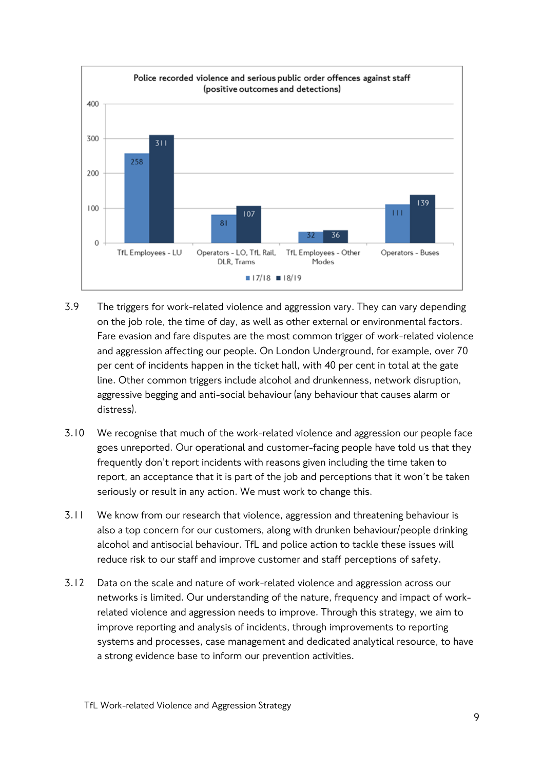**Police recorded violence and serious public order offences against staff (positive outcomes and detections)**

| | 17/18 | 18/19 |
|---|---|---|
| TfL Employees - LU | 258 | 311 |
| Operators - LO, TfL Rail, DLR, Trams | 81 | 107 |
| TfL Employees - Other Modes | 32 | 36 |
| Operators - Buses | 111 | 139 |

3.9 The triggers for work-related violence and aggression vary. They can vary depending on the job role, the time of day, as well as other external or environmental factors. Fare evasion and fare disputes are the most common trigger of work-related violence and aggression affecting our people. On London Underground, for example, over 70 per cent of incidents happen in the ticket hall, with 40 per cent in total at the gate line. Other common triggers include alcohol and drunkenness, network disruption, aggressive begging and anti-social behaviour (any behaviour that causes alarm or distress).

3.10 We recognise that much of the work-related violence and aggression our people face goes unreported. Our operational and customer-facing people have told us that they frequently don't report incidents with reasons given including the time taken to report, an acceptance that it is part of the job and perceptions that it won't be taken seriously or result in any action. We must work to change this.

3.11 We know from our research that violence, aggression and threatening behaviour is also a top concern for our customers, along with drunken behaviour/people drinking alcohol and antisocial behaviour. TfL and police action to tackle these issues will reduce risk to our staff and improve customer and staff perceptions of safety.

3.12 Data on the scale and nature of work-related violence and aggression across our networks is limited. Our understanding of the nature, frequency and impact of work-related violence and aggression needs to improve. Through this strategy, we aim to improve reporting and analysis of incidents, through improvements to reporting systems and processes, case management and dedicated analytical resource, to have a strong evidence base to inform our prevention activities.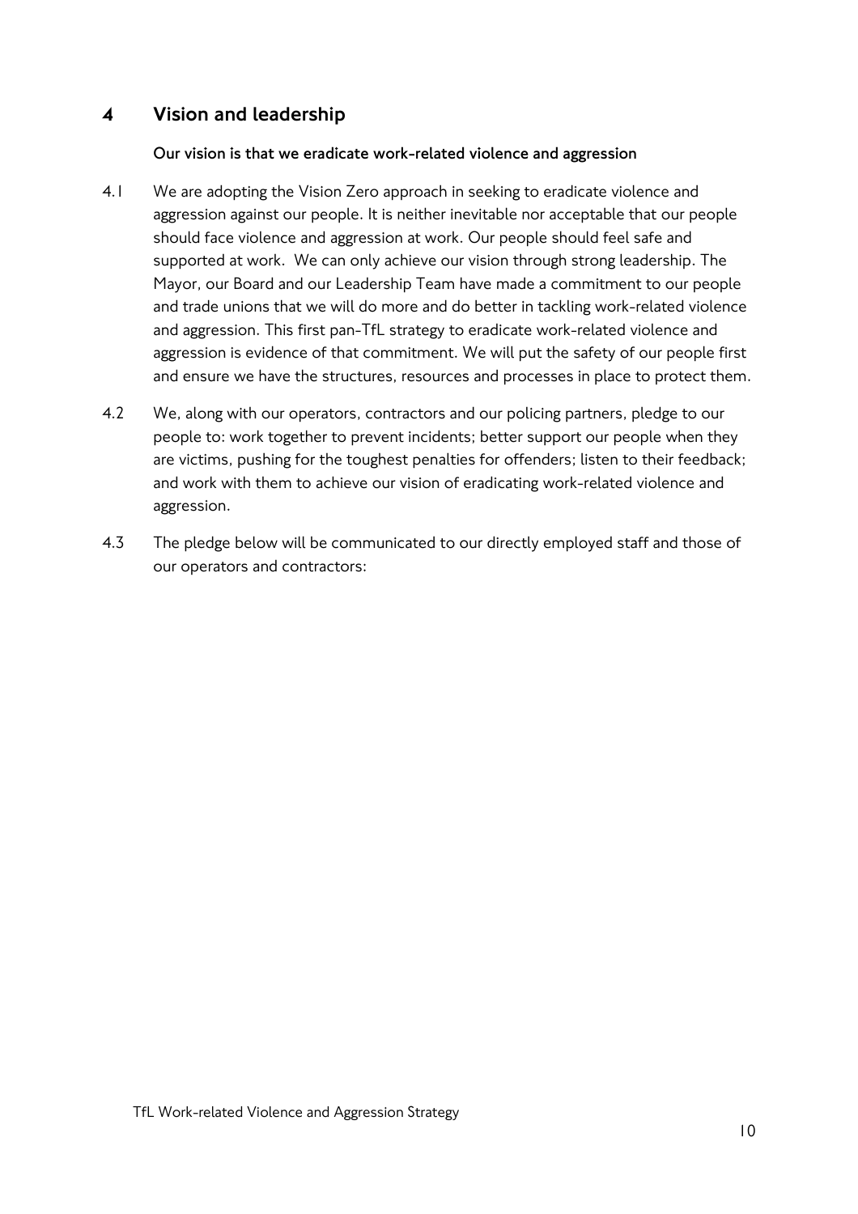## 4 Vision and leadership

**Our vision is that we eradicate work-related violence and aggression**

4.1 We are adopting the Vision Zero approach in seeking to eradicate violence and aggression against our people. It is neither inevitable nor acceptable that our people should face violence and aggression at work. Our people should feel safe and supported at work. We can only achieve our vision through strong leadership. The Mayor, our Board and our Leadership Team have made a commitment to our people and trade unions that we will do more and do better in tackling work-related violence and aggression. This first pan-TfL strategy to eradicate work-related violence and aggression is evidence of that commitment. We will put the safety of our people first and ensure we have the structures, resources and processes in place to protect them.

4.2 We, along with our operators, contractors and our policing partners, pledge to our people to: work together to prevent incidents; better support our people when they are victims, pushing for the toughest penalties for offenders; listen to their feedback; and work with them to achieve our vision of eradicating work-related violence and aggression.

4.3 The pledge below will be communicated to our directly employed staff and those of our operators and contractors: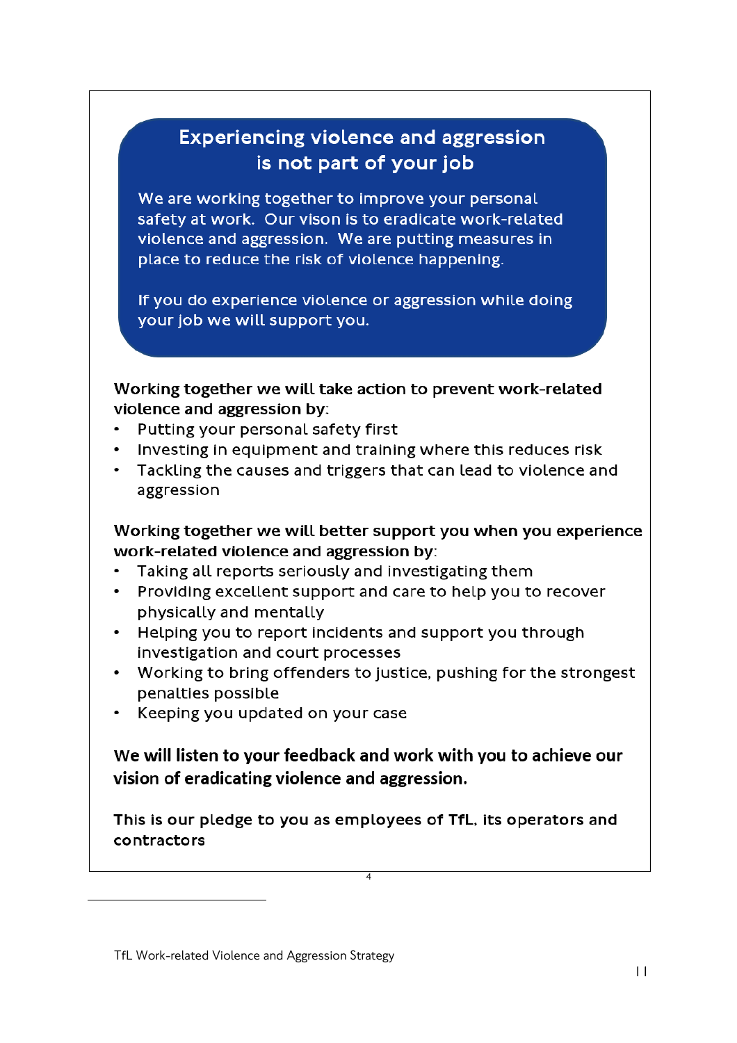## Experiencing violence and aggression is not part of your job

We are working together to improve your personal safety at work. Our vison is to eradicate work-related violence and aggression. We are putting measures in place to reduce the risk of violence happening.

If you do experience violence or aggression while doing your job we will support you.

**Working together we will take action to prevent work-related violence and aggression by:**

- Putting your personal safety first
- Investing in equipment and training where this reduces risk
- Tackling the causes and triggers that can lead to violence and aggression

**Working together we will better support you when you experience work-related violence and aggression by:**

- Taking all reports seriously and investigating them
- Providing excellent support and care to help you to recover physically and mentally
- Helping you to report incidents and support you through investigation and court processes
- Working to bring offenders to justice, pushing for the strongest penalties possible
- Keeping you updated on your case

**We will listen to your feedback and work with you to achieve our vision of eradicating violence and aggression.**

**This is our pledge to you as employees of TfL, its operators and contractors**

4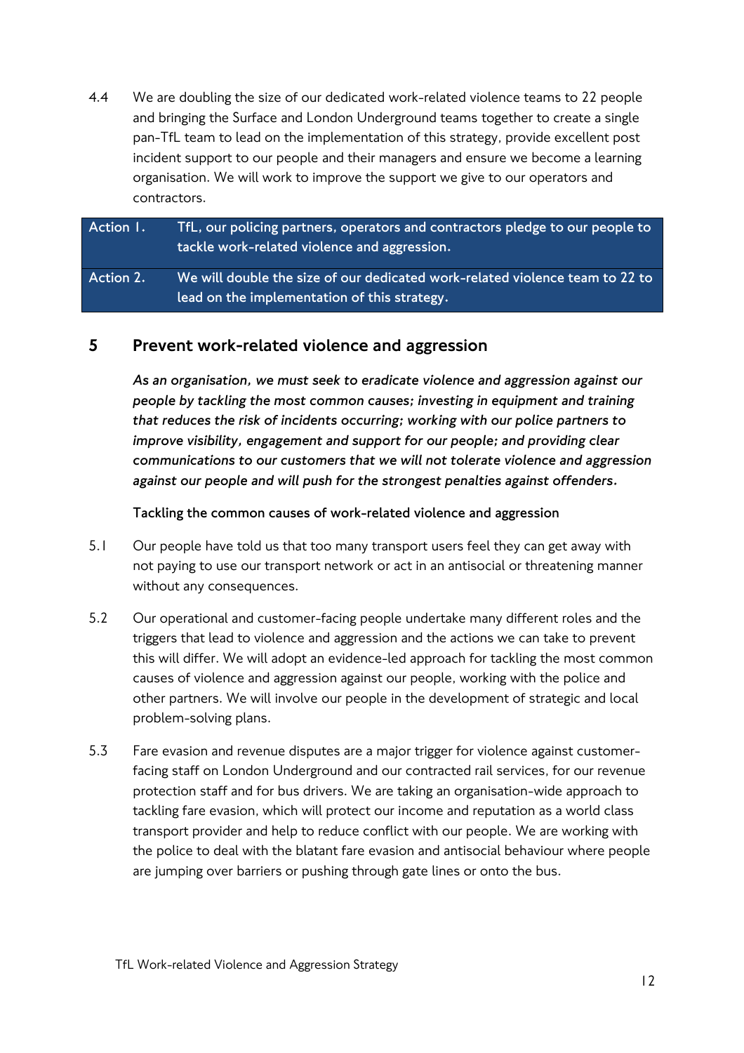4.4 We are doubling the size of our dedicated work-related violence teams to 22 people and bringing the Surface and London Underground teams together to create a single pan-TfL team to lead on the implementation of this strategy, provide excellent post incident support to our people and their managers and ensure we become a learning organisation. We will work to improve the support we give to our operators and contractors.

| | |
|---|---|
| **Action 1.** | **TfL, our policing partners, operators and contractors pledge to our people to tackle work-related violence and aggression.** |
| **Action 2.** | **We will double the size of our dedicated work-related violence team to 22 to lead on the implementation of this strategy.** |

## 5 Prevent work-related violence and aggression

***As an organisation, we must seek to eradicate violence and aggression against our people by tackling the most common causes; investing in equipment and training that reduces the risk of incidents occurring; working with our police partners to improve visibility, engagement and support for our people; and providing clear communications to our customers that we will not tolerate violence and aggression against our people and will push for the strongest penalties against offenders.***

**Tackling the common causes of work-related violence and aggression**

5.1 Our people have told us that too many transport users feel they can get away with not paying to use our transport network or act in an antisocial or threatening manner without any consequences.

5.2 Our operational and customer-facing people undertake many different roles and the triggers that lead to violence and aggression and the actions we can take to prevent this will differ. We will adopt an evidence-led approach for tackling the most common causes of violence and aggression against our people, working with the police and other partners. We will involve our people in the development of strategic and local problem-solving plans.

5.3 Fare evasion and revenue disputes are a major trigger for violence against customer-facing staff on London Underground and our contracted rail services, for our revenue protection staff and for bus drivers. We are taking an organisation-wide approach to tackling fare evasion, which will protect our income and reputation as a world class transport provider and help to reduce conflict with our people. We are working with the police to deal with the blatant fare evasion and antisocial behaviour where people are jumping over barriers or pushing through gate lines or onto the bus.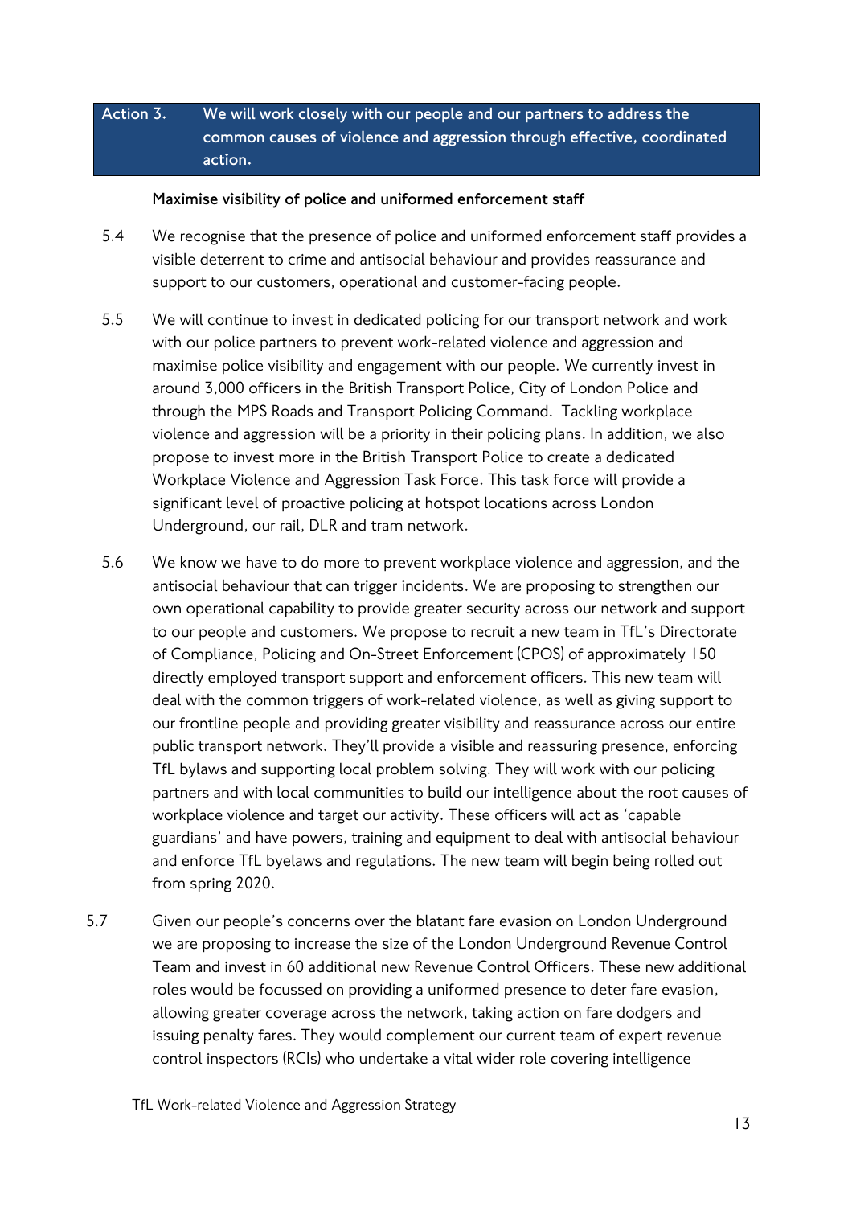**Action 3. We will work closely with our people and our partners to address the common causes of violence and aggression through effective, coordinated action.**

**Maximise visibility of police and uniformed enforcement staff**

5.4 We recognise that the presence of police and uniformed enforcement staff provides a visible deterrent to crime and antisocial behaviour and provides reassurance and support to our customers, operational and customer-facing people.

5.5 We will continue to invest in dedicated policing for our transport network and work with our police partners to prevent work-related violence and aggression and maximise police visibility and engagement with our people. We currently invest in around 3,000 officers in the British Transport Police, City of London Police and through the MPS Roads and Transport Policing Command. Tackling workplace violence and aggression will be a priority in their policing plans. In addition, we also propose to invest more in the British Transport Police to create a dedicated Workplace Violence and Aggression Task Force. This task force will provide a significant level of proactive policing at hotspot locations across London Underground, our rail, DLR and tram network.

5.6 We know we have to do more to prevent workplace violence and aggression, and the antisocial behaviour that can trigger incidents. We are proposing to strengthen our own operational capability to provide greater security across our network and support to our people and customers. We propose to recruit a new team in TfL's Directorate of Compliance, Policing and On-Street Enforcement (CPOS) of approximately 150 directly employed transport support and enforcement officers. This new team will deal with the common triggers of work-related violence, as well as giving support to our frontline people and providing greater visibility and reassurance across our entire public transport network. They'll provide a visible and reassuring presence, enforcing TfL bylaws and supporting local problem solving. They will work with our policing partners and with local communities to build our intelligence about the root causes of workplace violence and target our activity. These officers will act as 'capable guardians' and have powers, training and equipment to deal with antisocial behaviour and enforce TfL byelaws and regulations. The new team will begin being rolled out from spring 2020.

5.7 Given our people's concerns over the blatant fare evasion on London Underground we are proposing to increase the size of the London Underground Revenue Control Team and invest in 60 additional new Revenue Control Officers. These new additional roles would be focussed on providing a uniformed presence to deter fare evasion, allowing greater coverage across the network, taking action on fare dodgers and issuing penalty fares. They would complement our current team of expert revenue control inspectors (RCIs) who undertake a vital wider role covering intelligence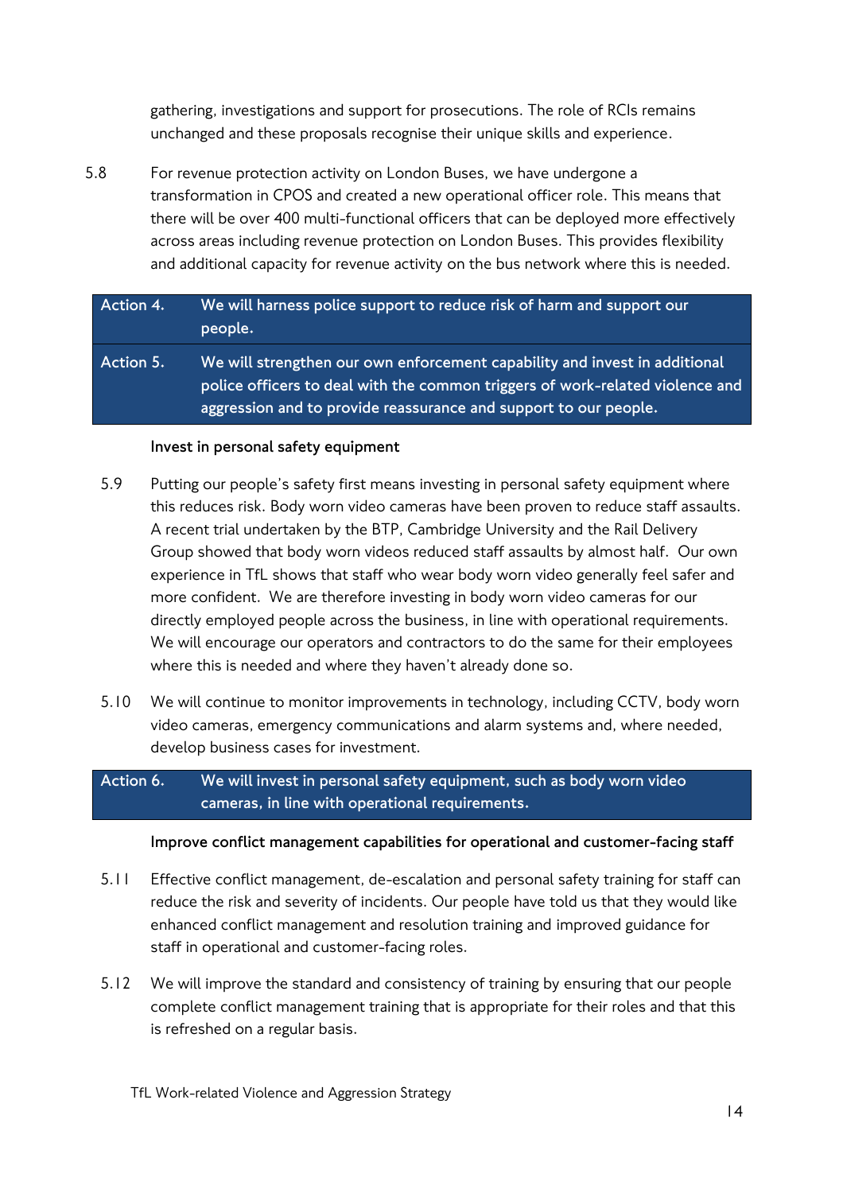gathering, investigations and support for prosecutions. The role of RCIs remains unchanged and these proposals recognise their unique skills and experience.

5.8 For revenue protection activity on London Buses, we have undergone a transformation in CPOS and created a new operational officer role. This means that there will be over 400 multi-functional officers that can be deployed more effectively across areas including revenue protection on London Buses. This provides flexibility and additional capacity for revenue activity on the bus network where this is needed.

| Action 4. | **We will harness police support to reduce risk of harm and support our people.** |
|---|---|
| Action 5. | **We will strengthen our own enforcement capability and invest in additional police officers to deal with the common triggers of work-related violence and aggression and to provide reassurance and support to our people.** |

**Invest in personal safety equipment**

5.9 Putting our people's safety first means investing in personal safety equipment where this reduces risk. Body worn video cameras have been proven to reduce staff assaults. A recent trial undertaken by the BTP, Cambridge University and the Rail Delivery Group showed that body worn videos reduced staff assaults by almost half. Our own experience in TfL shows that staff who wear body worn video generally feel safer and more confident. We are therefore investing in body worn video cameras for our directly employed people across the business, in line with operational requirements. We will encourage our operators and contractors to do the same for their employees where this is needed and where they haven't already done so.

5.10 We will continue to monitor improvements in technology, including CCTV, body worn video cameras, emergency communications and alarm systems and, where needed, develop business cases for investment.

| Action 6. | **We will invest in personal safety equipment, such as body worn video cameras, in line with operational requirements.** |
|---|---|

**Improve conflict management capabilities for operational and customer-facing staff**

5.11 Effective conflict management, de-escalation and personal safety training for staff can reduce the risk and severity of incidents. Our people have told us that they would like enhanced conflict management and resolution training and improved guidance for staff in operational and customer-facing roles.

5.12 We will improve the standard and consistency of training by ensuring that our people complete conflict management training that is appropriate for their roles and that this is refreshed on a regular basis.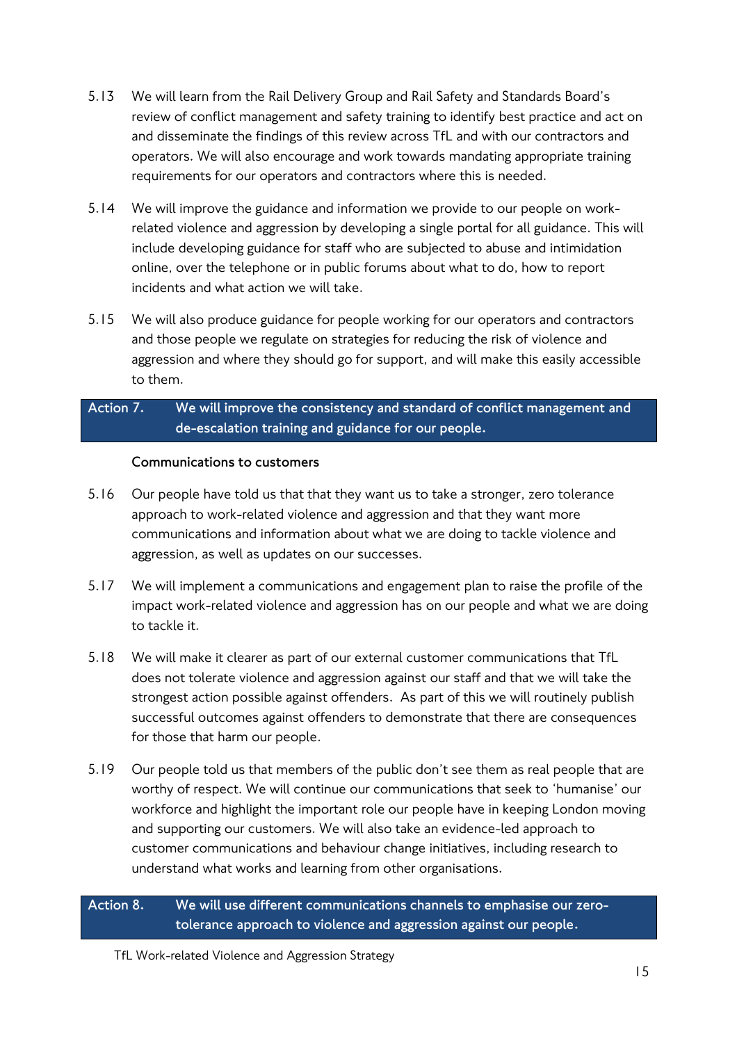5.13 We will learn from the Rail Delivery Group and Rail Safety and Standards Board's review of conflict management and safety training to identify best practice and act on and disseminate the findings of this review across TfL and with our contractors and operators. We will also encourage and work towards mandating appropriate training requirements for our operators and contractors where this is needed.

5.14 We will improve the guidance and information we provide to our people on work-related violence and aggression by developing a single portal for all guidance. This will include developing guidance for staff who are subjected to abuse and intimidation online, over the telephone or in public forums about what to do, how to report incidents and what action we will take.

5.15 We will also produce guidance for people working for our operators and contractors and those people we regulate on strategies for reducing the risk of violence and aggression and where they should go for support, and will make this easily accessible to them.

**Action 7. We will improve the consistency and standard of conflict management and de-escalation training and guidance for our people.**

**Communications to customers**

5.16 Our people have told us that that they want us to take a stronger, zero tolerance approach to work-related violence and aggression and that they want more communications and information about what we are doing to tackle violence and aggression, as well as updates on our successes.

5.17 We will implement a communications and engagement plan to raise the profile of the impact work-related violence and aggression has on our people and what we are doing to tackle it.

5.18 We will make it clearer as part of our external customer communications that TfL does not tolerate violence and aggression against our staff and that we will take the strongest action possible against offenders. As part of this we will routinely publish successful outcomes against offenders to demonstrate that there are consequences for those that harm our people.

5.19 Our people told us that members of the public don't see them as real people that are worthy of respect. We will continue our communications that seek to 'humanise' our workforce and highlight the important role our people have in keeping London moving and supporting our customers. We will also take an evidence-led approach to customer communications and behaviour change initiatives, including research to understand what works and learning from other organisations.

**Action 8. We will use different communications channels to emphasise our zero-tolerance approach to violence and aggression against our people.**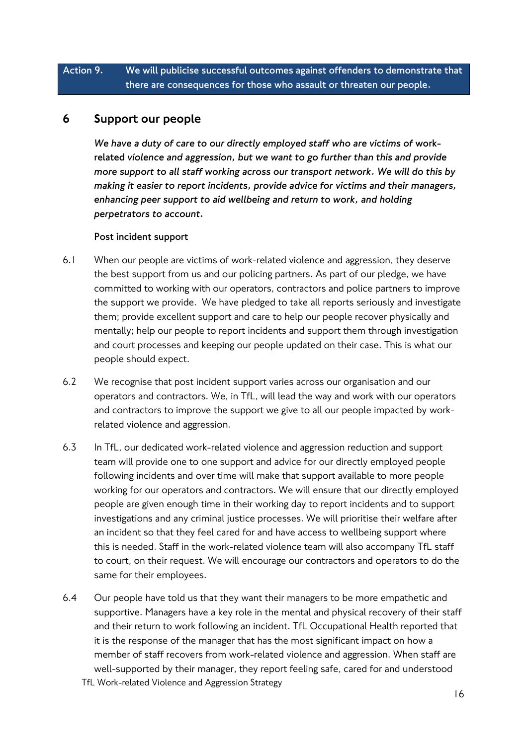| Action 9. | We will publicise successful outcomes against offenders to demonstrate that there are consequences for those who assault or threaten our people. |
|---|---|

## 6 Support our people

*We have a duty of care to our directly employed staff who are victims of* **work-related** *violence and aggression, but we want to go further than this and provide more support to all staff working across our transport network. We will do this by making it easier to report incidents, provide advice for victims and their managers, enhancing peer support to aid wellbeing and return to work, and holding perpetrators to account.*

**Post incident support**

6.1 When our people are victims of work-related violence and aggression, they deserve the best support from us and our policing partners. As part of our pledge, we have committed to working with our operators, contractors and police partners to improve the support we provide. We have pledged to take all reports seriously and investigate them; provide excellent support and care to help our people recover physically and mentally; help our people to report incidents and support them through investigation and court processes and keeping our people updated on their case. This is what our people should expect.

6.2 We recognise that post incident support varies across our organisation and our operators and contractors. We, in TfL, will lead the way and work with our operators and contractors to improve the support we give to all our people impacted by work-related violence and aggression.

6.3 In TfL, our dedicated work-related violence and aggression reduction and support team will provide one to one support and advice for our directly employed people following incidents and over time will make that support available to more people working for our operators and contractors. We will ensure that our directly employed people are given enough time in their working day to report incidents and to support investigations and any criminal justice processes. We will prioritise their welfare after an incident so that they feel cared for and have access to wellbeing support where this is needed. Staff in the work-related violence team will also accompany TfL staff to court, on their request. We will encourage our contractors and operators to do the same for their employees.

6.4 Our people have told us that they want their managers to be more empathetic and supportive. Managers have a key role in the mental and physical recovery of their staff and their return to work following an incident. TfL Occupational Health reported that it is the response of the manager that has the most significant impact on how a member of staff recovers from work-related violence and aggression. When staff are well-supported by their manager, they report feeling safe, cared for and understood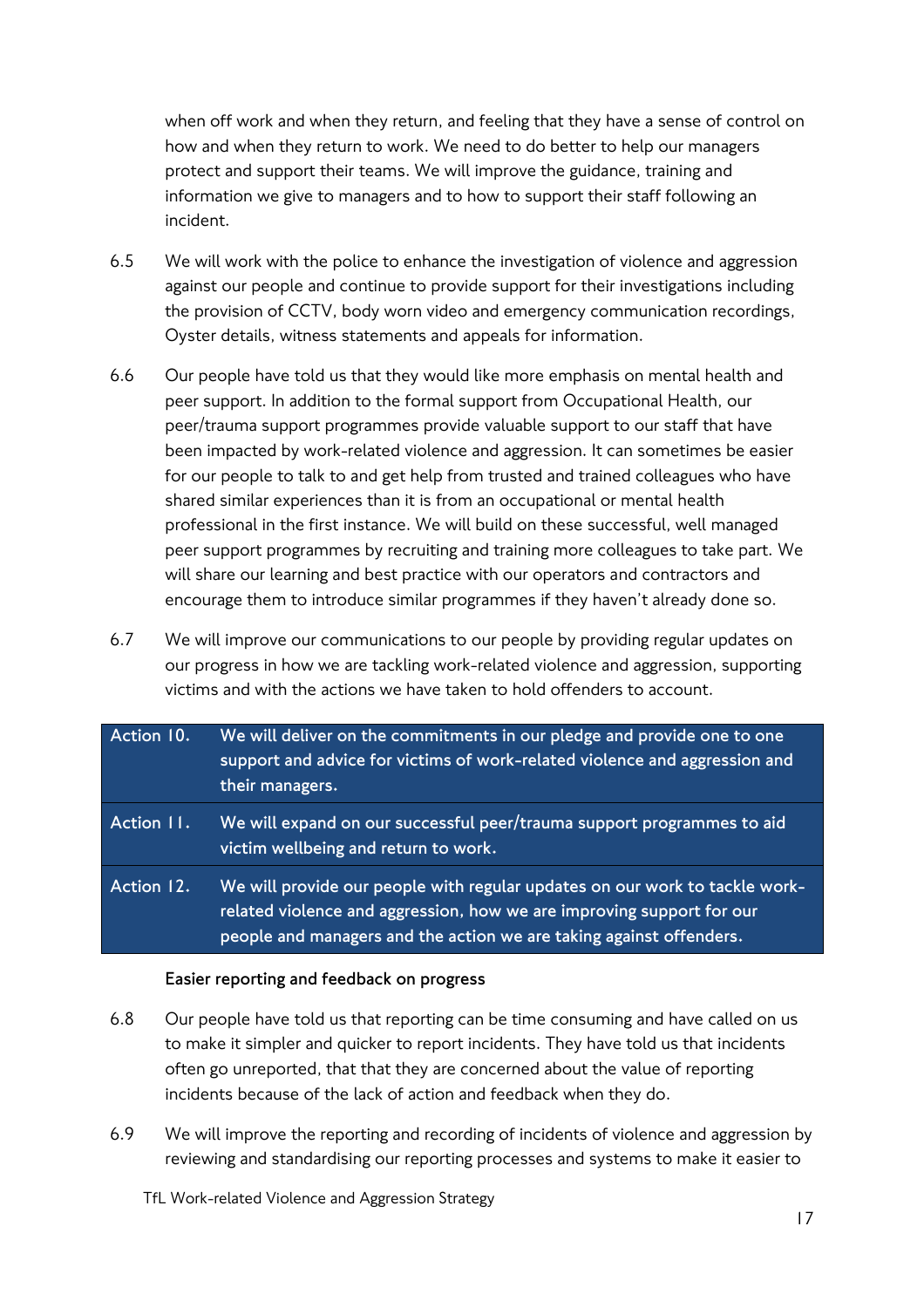when off work and when they return, and feeling that they have a sense of control on how and when they return to work. We need to do better to help our managers protect and support their teams. We will improve the guidance, training and information we give to managers and to how to support their staff following an incident.

6.5 We will work with the police to enhance the investigation of violence and aggression against our people and continue to provide support for their investigations including the provision of CCTV, body worn video and emergency communication recordings, Oyster details, witness statements and appeals for information.

6.6 Our people have told us that they would like more emphasis on mental health and peer support. In addition to the formal support from Occupational Health, our peer/trauma support programmes provide valuable support to our staff that have been impacted by work-related violence and aggression. It can sometimes be easier for our people to talk to and get help from trusted and trained colleagues who have shared similar experiences than it is from an occupational or mental health professional in the first instance. We will build on these successful, well managed peer support programmes by recruiting and training more colleagues to take part. We will share our learning and best practice with our operators and contractors and encourage them to introduce similar programmes if they haven't already done so.

6.7 We will improve our communications to our people by providing regular updates on our progress in how we are tackling work-related violence and aggression, supporting victims and with the actions we have taken to hold offenders to account.

| | |
|---|---|
| **Action 10.** | **We will deliver on the commitments in our pledge and provide one to one support and advice for victims of work-related violence and aggression and their managers.** |
| **Action 11.** | **We will expand on our successful peer/trauma support programmes to aid victim wellbeing and return to work.** |
| **Action 12.** | **We will provide our people with regular updates on our work to tackle work-related violence and aggression, how we are improving support for our people and managers and the action we are taking against offenders.** |

### Easier reporting and feedback on progress

6.8 Our people have told us that reporting can be time consuming and have called on us to make it simpler and quicker to report incidents. They have told us that incidents often go unreported, that that they are concerned about the value of reporting incidents because of the lack of action and feedback when they do.

6.9 We will improve the reporting and recording of incidents of violence and aggression by reviewing and standardising our reporting processes and systems to make it easier to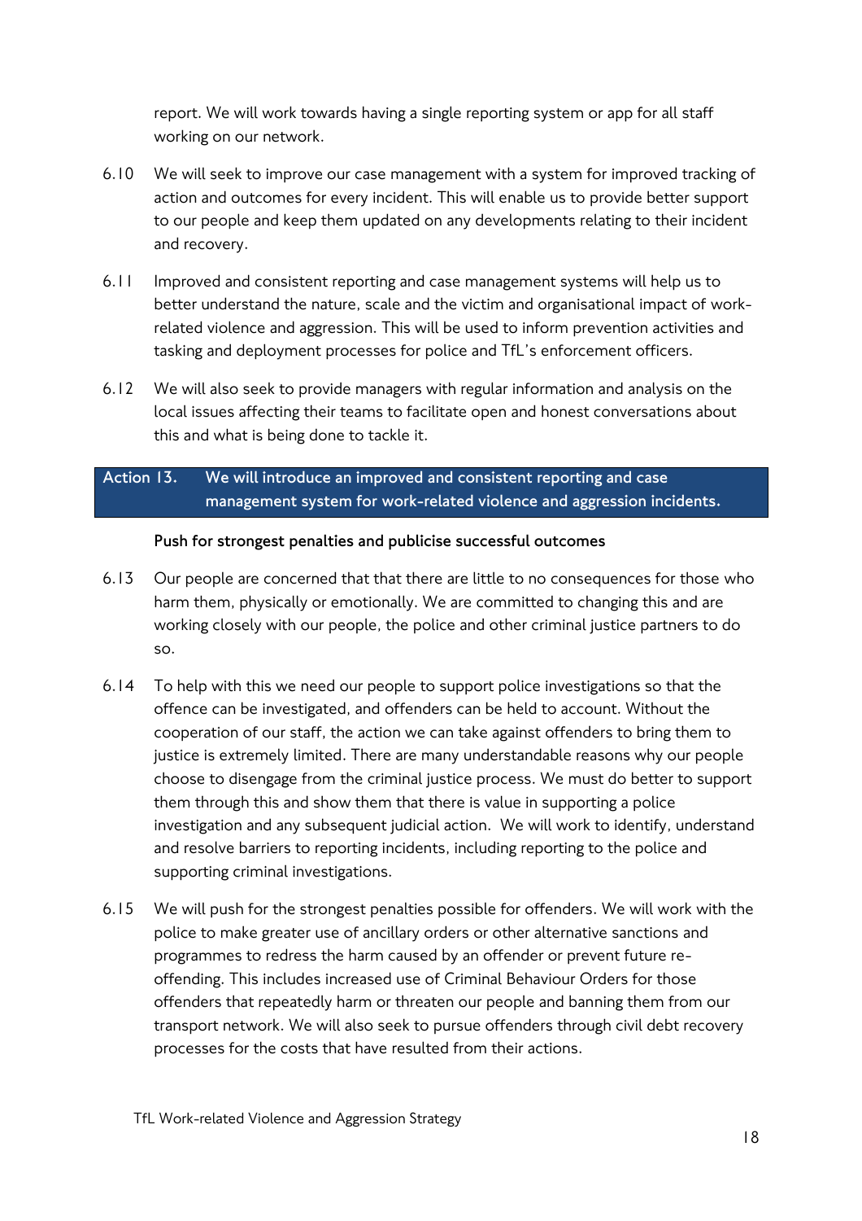report. We will work towards having a single reporting system or app for all staff working on our network.

6.10 We will seek to improve our case management with a system for improved tracking of action and outcomes for every incident. This will enable us to provide better support to our people and keep them updated on any developments relating to their incident and recovery.

6.11 Improved and consistent reporting and case management systems will help us to better understand the nature, scale and the victim and organisational impact of work-related violence and aggression. This will be used to inform prevention activities and tasking and deployment processes for police and TfL's enforcement officers.

6.12 We will also seek to provide managers with regular information and analysis on the local issues affecting their teams to facilitate open and honest conversations about this and what is being done to tackle it.

**Action 13. We will introduce an improved and consistent reporting and case management system for work-related violence and aggression incidents.**

**Push for strongest penalties and publicise successful outcomes**

6.13 Our people are concerned that that there are little to no consequences for those who harm them, physically or emotionally. We are committed to changing this and are working closely with our people, the police and other criminal justice partners to do so.

6.14 To help with this we need our people to support police investigations so that the offence can be investigated, and offenders can be held to account. Without the cooperation of our staff, the action we can take against offenders to bring them to justice is extremely limited. There are many understandable reasons why our people choose to disengage from the criminal justice process. We must do better to support them through this and show them that there is value in supporting a police investigation and any subsequent judicial action. We will work to identify, understand and resolve barriers to reporting incidents, including reporting to the police and supporting criminal investigations.

6.15 We will push for the strongest penalties possible for offenders. We will work with the police to make greater use of ancillary orders or other alternative sanctions and programmes to redress the harm caused by an offender or prevent future re-offending. This includes increased use of Criminal Behaviour Orders for those offenders that repeatedly harm or threaten our people and banning them from our transport network. We will also seek to pursue offenders through civil debt recovery processes for the costs that have resulted from their actions.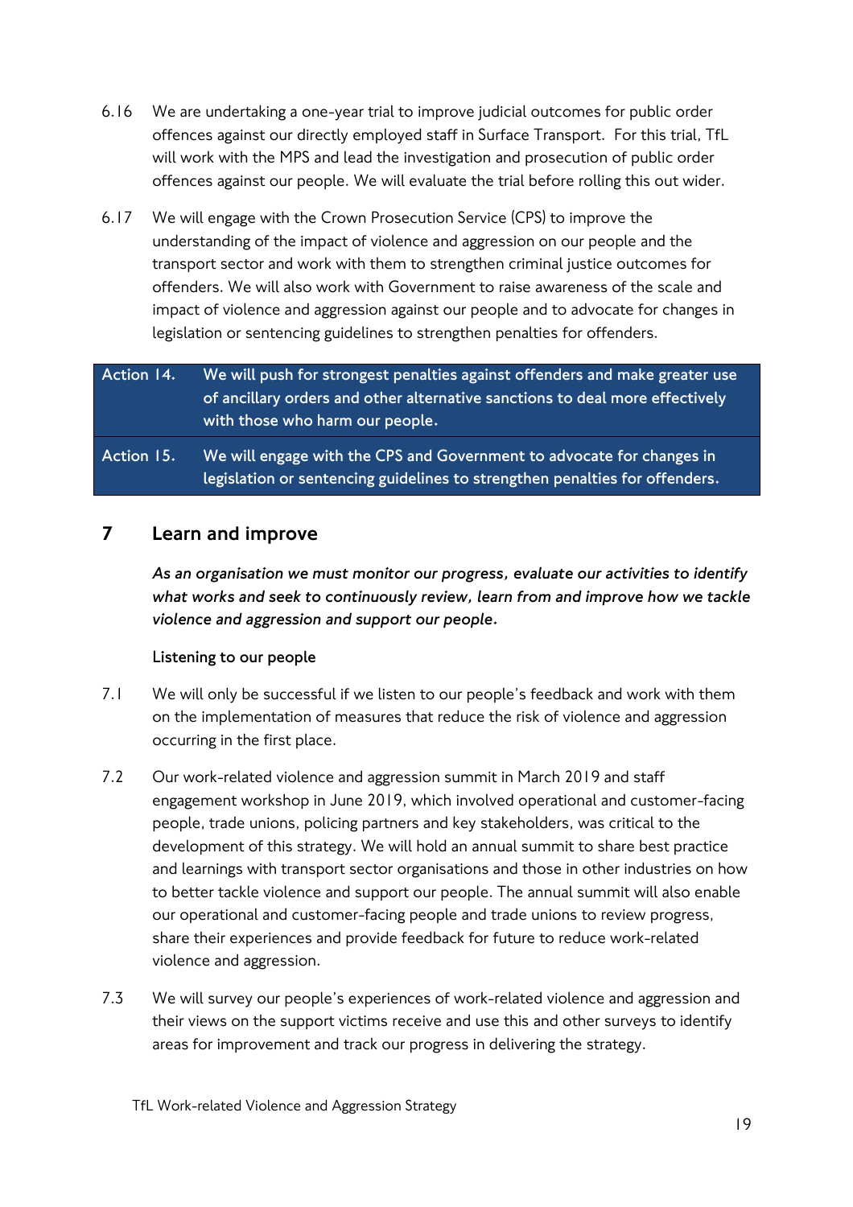6.16 We are undertaking a one-year trial to improve judicial outcomes for public order offences against our directly employed staff in Surface Transport. For this trial, TfL will work with the MPS and lead the investigation and prosecution of public order offences against our people. We will evaluate the trial before rolling this out wider.

6.17 We will engage with the Crown Prosecution Service (CPS) to improve the understanding of the impact of violence and aggression on our people and the transport sector and work with them to strengthen criminal justice outcomes for offenders. We will also work with Government to raise awareness of the scale and impact of violence and aggression against our people and to advocate for changes in legislation or sentencing guidelines to strengthen penalties for offenders.

| | |
|---|---|
| **Action 14.** | **We will push for strongest penalties against offenders and make greater use of ancillary orders and other alternative sanctions to deal more effectively with those who harm our people.** |
| **Action 15.** | **We will engage with the CPS and Government to advocate for changes in legislation or sentencing guidelines to strengthen penalties for offenders.** |

## 7 Learn and improve

***As an organisation we must monitor our progress, evaluate our activities to identify what works and seek to continuously review, learn from and improve how we tackle violence and aggression and support our people.***

### Listening to our people

7.1 We will only be successful if we listen to our people's feedback and work with them on the implementation of measures that reduce the risk of violence and aggression occurring in the first place.

7.2 Our work-related violence and aggression summit in March 2019 and staff engagement workshop in June 2019, which involved operational and customer-facing people, trade unions, policing partners and key stakeholders, was critical to the development of this strategy. We will hold an annual summit to share best practice and learnings with transport sector organisations and those in other industries on how to better tackle violence and support our people. The annual summit will also enable our operational and customer-facing people and trade unions to review progress, share their experiences and provide feedback for future to reduce work-related violence and aggression.

7.3 We will survey our people's experiences of work-related violence and aggression and their views on the support victims receive and use this and other surveys to identify areas for improvement and track our progress in delivering the strategy.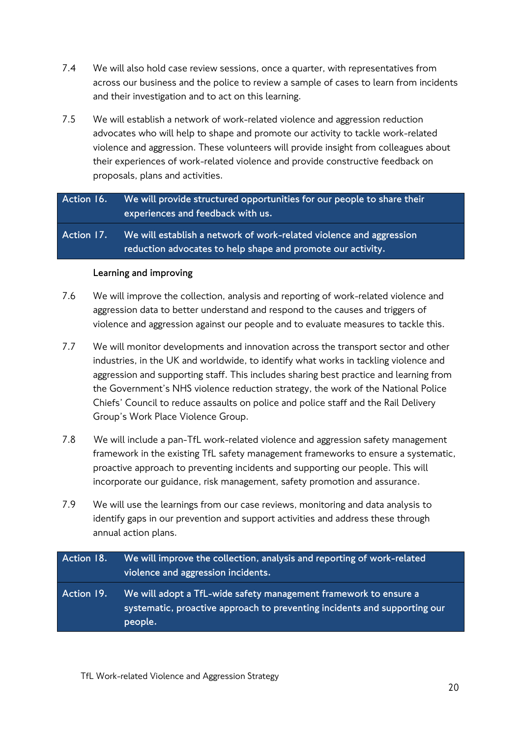7.4 We will also hold case review sessions, once a quarter, with representatives from across our business and the police to review a sample of cases to learn from incidents and their investigation and to act on this learning.

7.5 We will establish a network of work-related violence and aggression reduction advocates who will help to shape and promote our activity to tackle work-related violence and aggression. These volunteers will provide insight from colleagues about their experiences of work-related violence and provide constructive feedback on proposals, plans and activities.

| | |
|---|---|
| **Action 16.** | **We will provide structured opportunities for our people to share their experiences and feedback with us.** |
| **Action 17.** | **We will establish a network of work-related violence and aggression reduction advocates to help shape and promote our activity.** |

### Learning and improving

7.6 We will improve the collection, analysis and reporting of work-related violence and aggression data to better understand and respond to the causes and triggers of violence and aggression against our people and to evaluate measures to tackle this.

7.7 We will monitor developments and innovation across the transport sector and other industries, in the UK and worldwide, to identify what works in tackling violence and aggression and supporting staff. This includes sharing best practice and learning from the Government's NHS violence reduction strategy, the work of the National Police Chiefs' Council to reduce assaults on police and police staff and the Rail Delivery Group's Work Place Violence Group.

7.8 We will include a pan-TfL work-related violence and aggression safety management framework in the existing TfL safety management frameworks to ensure a systematic, proactive approach to preventing incidents and supporting our people. This will incorporate our guidance, risk management, safety promotion and assurance.

7.9 We will use the learnings from our case reviews, monitoring and data analysis to identify gaps in our prevention and support activities and address these through annual action plans.

| | |
|---|---|
| **Action 18.** | **We will improve the collection, analysis and reporting of work-related violence and aggression incidents.** |
| **Action 19.** | **We will adopt a TfL-wide safety management framework to ensure a systematic, proactive approach to preventing incidents and supporting our people.** |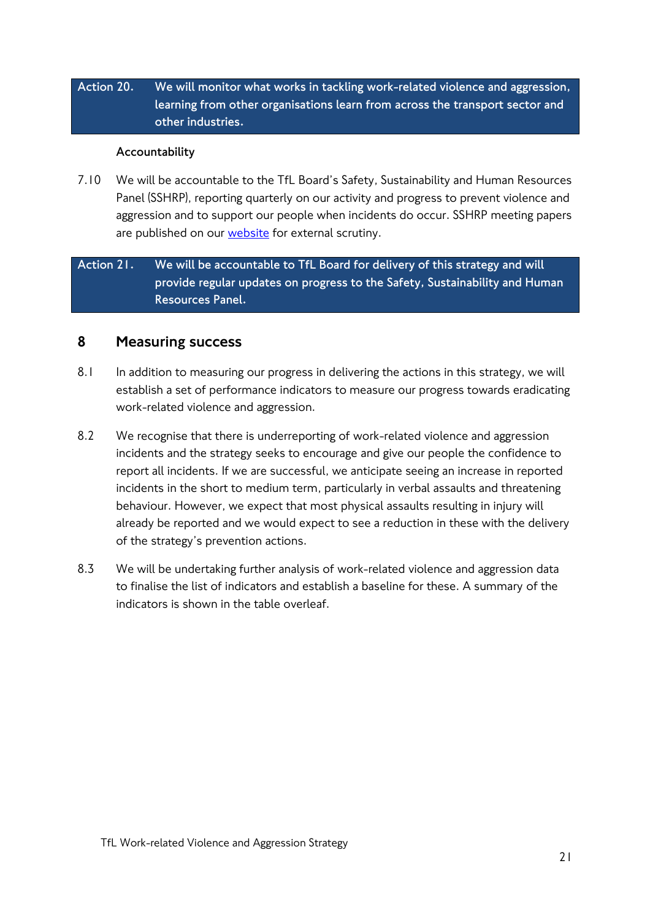**Action 20. We will monitor what works in tackling work-related violence and aggression, learning from other organisations learn from across the transport sector and other industries.**

**Accountability**

7.10 We will be accountable to the TfL Board's Safety, Sustainability and Human Resources Panel (SSHRP), reporting quarterly on our activity and progress to prevent violence and aggression and to support our people when incidents do occur. SSHRP meeting papers are published on our [website](#) for external scrutiny.

**Action 21. We will be accountable to TfL Board for delivery of this strategy and will provide regular updates on progress to the Safety, Sustainability and Human Resources Panel.**

## 8 Measuring success

8.1 In addition to measuring our progress in delivering the actions in this strategy, we will establish a set of performance indicators to measure our progress towards eradicating work-related violence and aggression.

8.2 We recognise that there is underreporting of work-related violence and aggression incidents and the strategy seeks to encourage and give our people the confidence to report all incidents. If we are successful, we anticipate seeing an increase in reported incidents in the short to medium term, particularly in verbal assaults and threatening behaviour. However, we expect that most physical assaults resulting in injury will already be reported and we would expect to see a reduction in these with the delivery of the strategy's prevention actions.

8.3 We will be undertaking further analysis of work-related violence and aggression data to finalise the list of indicators and establish a baseline for these. A summary of the indicators is shown in the table overleaf.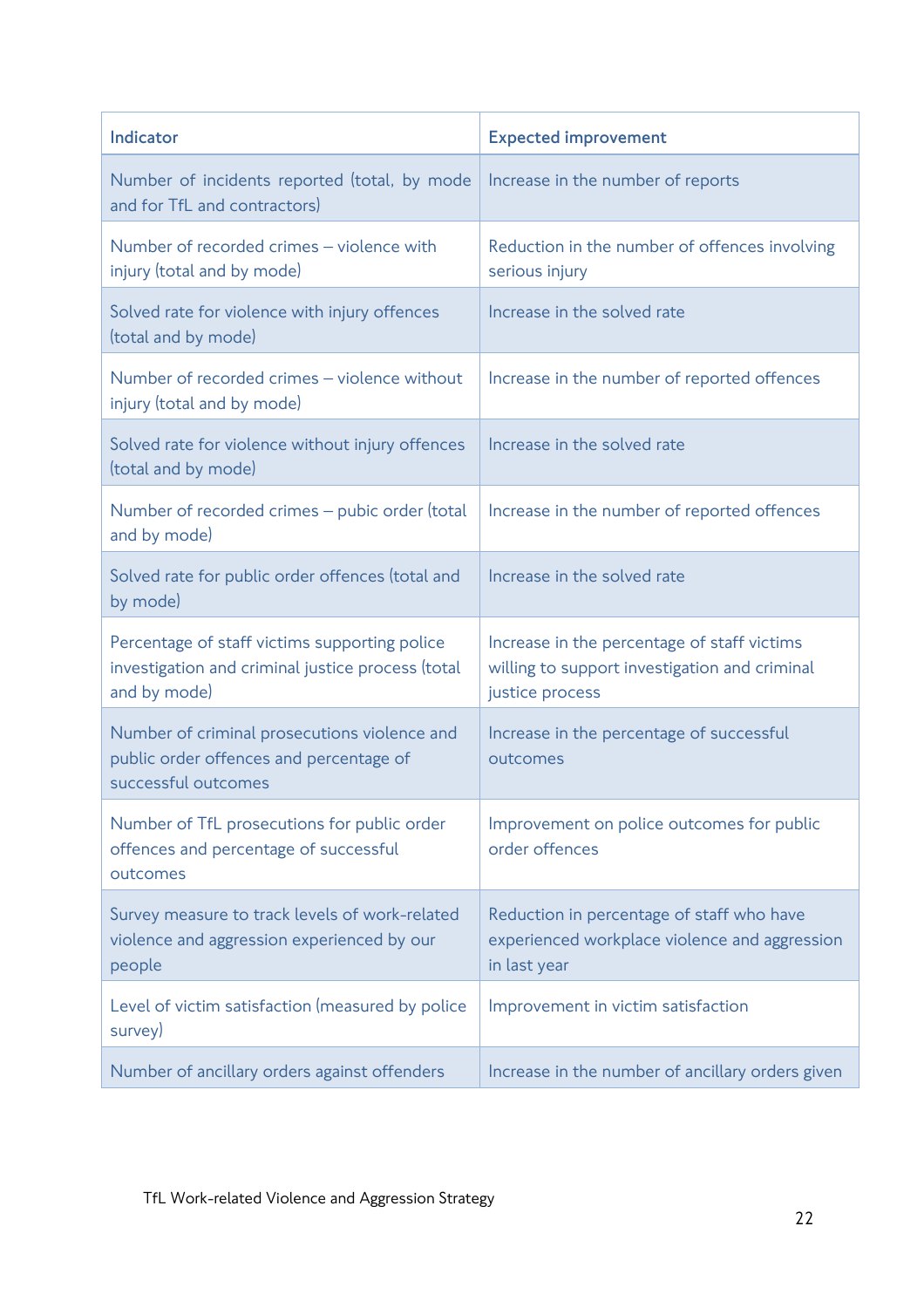| Indicator | Expected improvement |
|---|---|
| Number of incidents reported (total, by mode and for TfL and contractors) | Increase in the number of reports |
| Number of recorded crimes – violence with injury (total and by mode) | Reduction in the number of offences involving serious injury |
| Solved rate for violence with injury offences (total and by mode) | Increase in the solved rate |
| Number of recorded crimes – violence without injury (total and by mode) | Increase in the number of reported offences |
| Solved rate for violence without injury offences (total and by mode) | Increase in the solved rate |
| Number of recorded crimes – pubic order (total and by mode) | Increase in the number of reported offences |
| Solved rate for public order offences (total and by mode) | Increase in the solved rate |
| Percentage of staff victims supporting police investigation and criminal justice process (total and by mode) | Increase in the percentage of staff victims willing to support investigation and criminal justice process |
| Number of criminal prosecutions violence and public order offences and percentage of successful outcomes | Increase in the percentage of successful outcomes |
| Number of TfL prosecutions for public order offences and percentage of successful outcomes | Improvement on police outcomes for public order offences |
| Survey measure to track levels of work-related violence and aggression experienced by our people | Reduction in percentage of staff who have experienced workplace violence and aggression in last year |
| Level of victim satisfaction (measured by police survey) | Improvement in victim satisfaction |
| Number of ancillary orders against offenders | Increase in the number of ancillary orders given |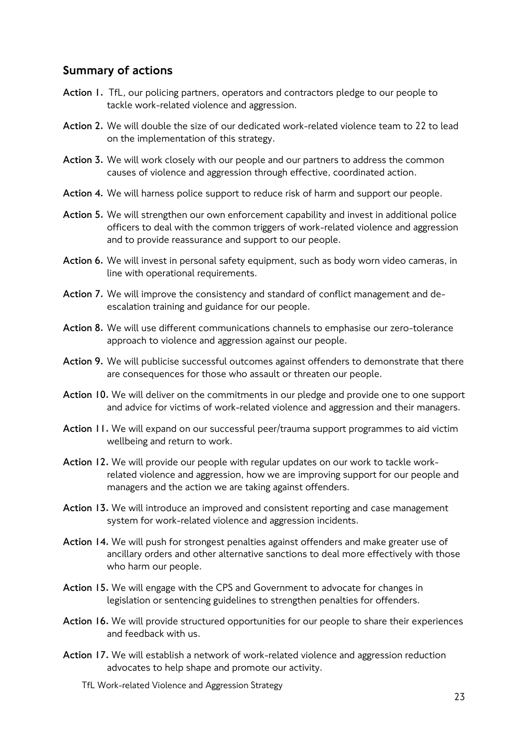## Summary of actions

**Action 1.** TfL, our policing partners, operators and contractors pledge to our people to tackle work-related violence and aggression.

**Action 2.** We will double the size of our dedicated work-related violence team to 22 to lead on the implementation of this strategy.

**Action 3.** We will work closely with our people and our partners to address the common causes of violence and aggression through effective, coordinated action.

**Action 4.** We will harness police support to reduce risk of harm and support our people.

**Action 5.** We will strengthen our own enforcement capability and invest in additional police officers to deal with the common triggers of work-related violence and aggression and to provide reassurance and support to our people.

**Action 6.** We will invest in personal safety equipment, such as body worn video cameras, in line with operational requirements.

**Action 7.** We will improve the consistency and standard of conflict management and de-escalation training and guidance for our people.

**Action 8.** We will use different communications channels to emphasise our zero-tolerance approach to violence and aggression against our people.

**Action 9.** We will publicise successful outcomes against offenders to demonstrate that there are consequences for those who assault or threaten our people.

**Action 10.** We will deliver on the commitments in our pledge and provide one to one support and advice for victims of work-related violence and aggression and their managers.

**Action 11.** We will expand on our successful peer/trauma support programmes to aid victim wellbeing and return to work.

**Action 12.** We will provide our people with regular updates on our work to tackle work-related violence and aggression, how we are improving support for our people and managers and the action we are taking against offenders.

**Action 13.** We will introduce an improved and consistent reporting and case management system for work-related violence and aggression incidents.

**Action 14.** We will push for strongest penalties against offenders and make greater use of ancillary orders and other alternative sanctions to deal more effectively with those who harm our people.

**Action 15.** We will engage with the CPS and Government to advocate for changes in legislation or sentencing guidelines to strengthen penalties for offenders.

**Action 16.** We will provide structured opportunities for our people to share their experiences and feedback with us.

**Action 17.** We will establish a network of work-related violence and aggression reduction advocates to help shape and promote our activity.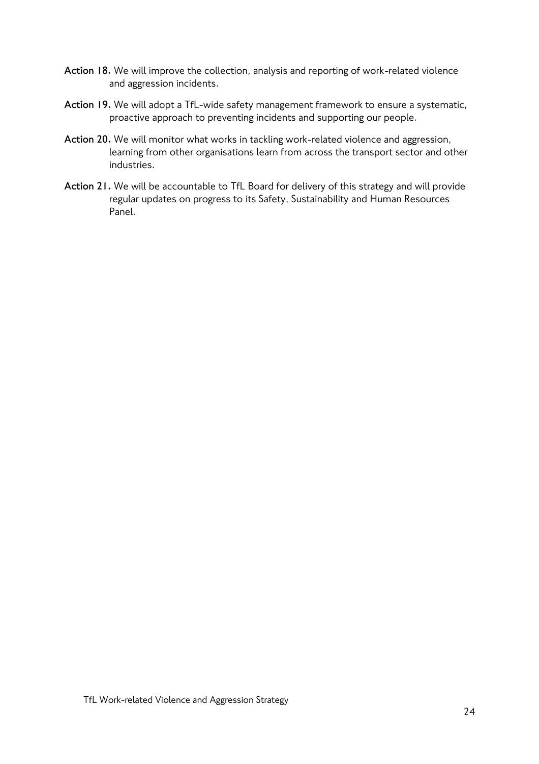**Action 18.** We will improve the collection, analysis and reporting of work-related violence and aggression incidents.

**Action 19.** We will adopt a TfL-wide safety management framework to ensure a systematic, proactive approach to preventing incidents and supporting our people.

**Action 20.** We will monitor what works in tackling work-related violence and aggression, learning from other organisations learn from across the transport sector and other industries.

**Action 21.** We will be accountable to TfL Board for delivery of this strategy and will provide regular updates on progress to its Safety, Sustainability and Human Resources Panel.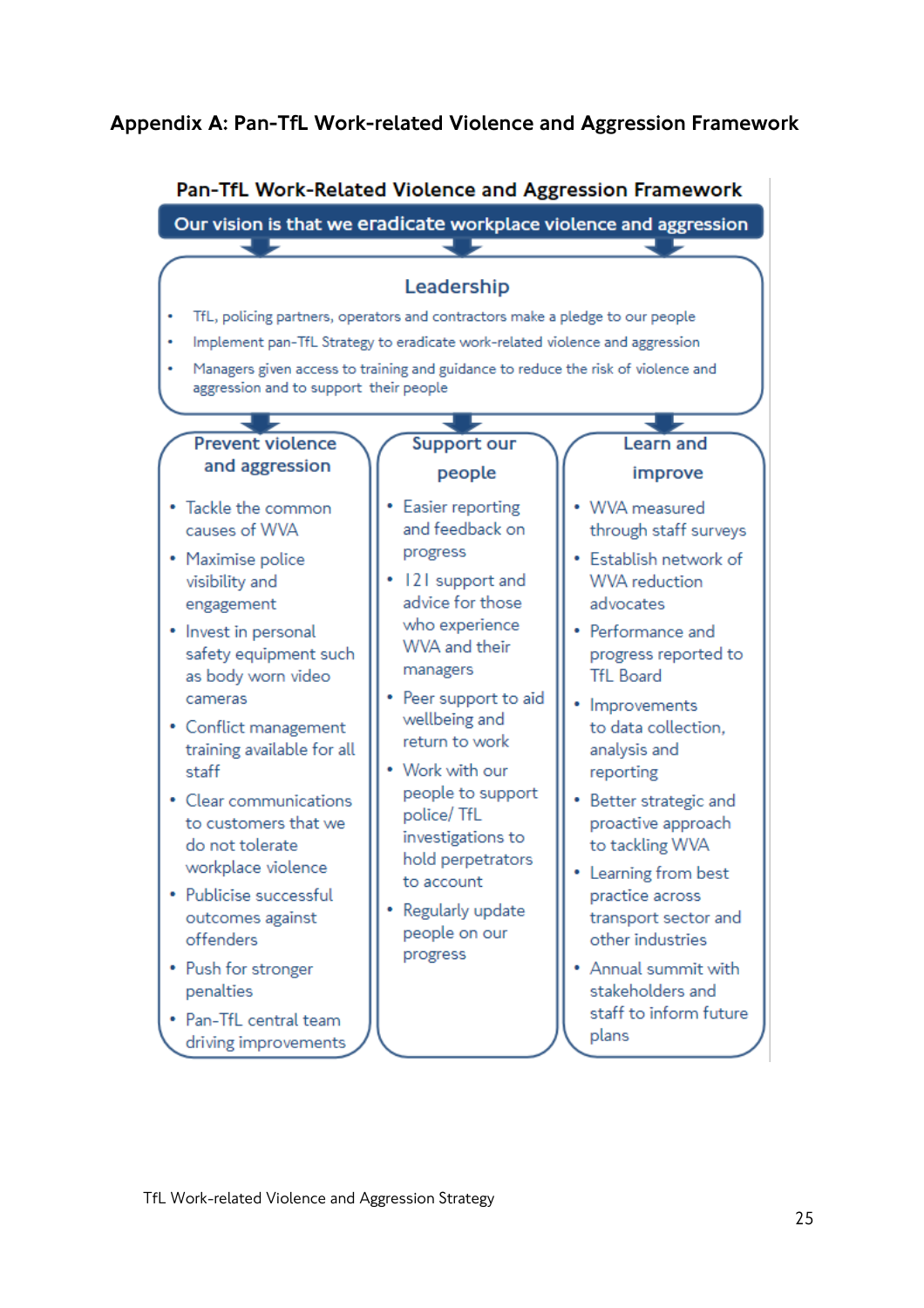## Appendix A: Pan-TfL Work-related Violence and Aggression Framework

### Pan-TfL Work-Related Violence and Aggression Framework

**Our vision is that we eradicate workplace violence and aggression**

#### Leadership

- TfL, policing partners, operators and contractors make a pledge to our people
- Implement pan-TfL Strategy to eradicate work-related violence and aggression
- Managers given access to training and guidance to reduce the risk of violence and aggression and to support their people

#### Prevent violence and aggression

- Tackle the common causes of WVA
- Maximise police visibility and engagement
- Invest in personal safety equipment such as body worn video cameras
- Conflict management training available for all staff
- Clear communications to customers that we do not tolerate workplace violence
- Publicise successful outcomes against offenders
- Push for stronger penalties
- Pan-TfL central team driving improvements

#### Support our people

- Easier reporting and feedback on progress
- 121 support and advice for those who experience WVA and their managers
- Peer support to aid wellbeing and return to work
- Work with our people to support police/ TfL investigations to hold perpetrators to account
- Regularly update people on our progress

#### Learn and improve

- WVA measured through staff surveys
- Establish network of WVA reduction advocates
- Performance and progress reported to TfL Board
- Improvements to data collection, analysis and reporting
- Better strategic and proactive approach to tackling WVA
- Learning from best practice across transport sector and other industries
- Annual summit with stakeholders and staff to inform future plans